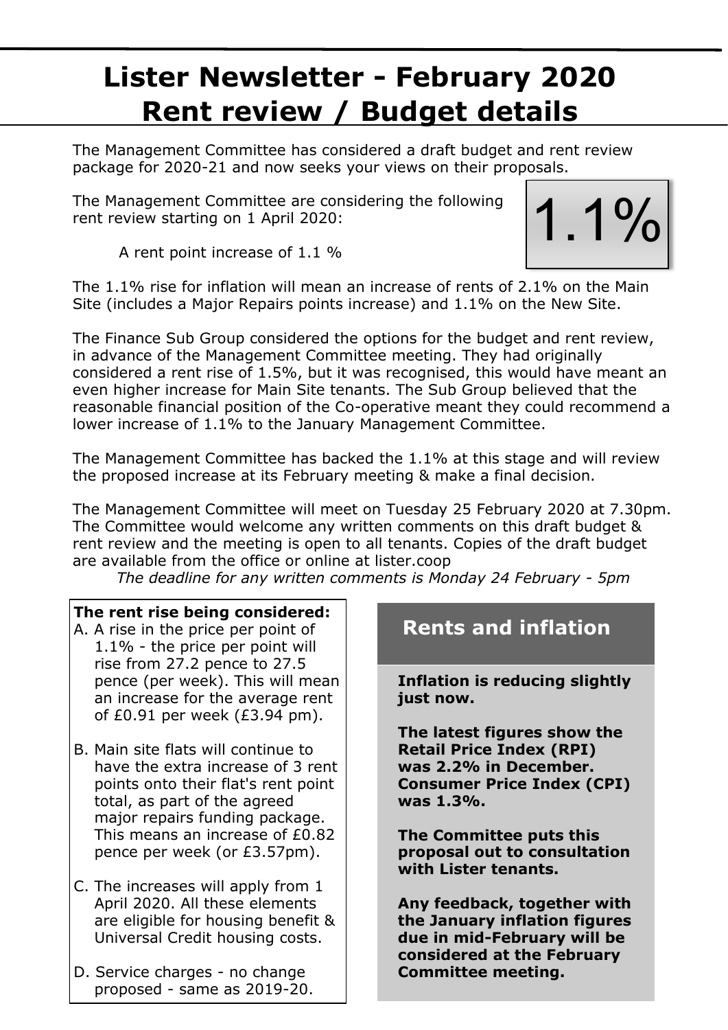# Lister Newsletter - February 2020
# Rent review / Budget details

The Management Committee has considered a draft budget and rent review package for 2020-21 and now seeks your views on their proposals.

The Management Committee are considering the following rent review starting on 1 April 2020:

1.1%

A rent point increase of 1.1 %

The 1.1% rise for inflation will mean an increase of rents of 2.1% on the Main Site (includes a Major Repairs points increase) and 1.1% on the New Site.

The Finance Sub Group considered the options for the budget and rent review, in advance of the Management Committee meeting. They had originally considered a rent rise of 1.5%, but it was recognised, this would have meant an even higher increase for Main Site tenants. The Sub Group believed that the reasonable financial position of the Co-operative meant they could recommend a lower increase of 1.1% to the January Management Committee.

The Management Committee has backed the 1.1% at this stage and will review the proposed increase at its February meeting & make a final decision.

The Management Committee will meet on Tuesday 25 February 2020 at 7.30pm. The Committee would welcome any written comments on this draft budget & rent review and the meeting is open to all tenants. Copies of the draft budget are available from the office or online at lister.coop

*The deadline for any written comments is Monday 24 February - 5pm*

**The rent rise being considered:**

A. A rise in the price per point of 1.1% - the price per point will rise from 27.2 pence to 27.5 pence (per week). This will mean an increase for the average rent of £0.91 per week (£3.94 pm).

B. Main site flats will continue to have the extra increase of 3 rent points onto their flat's rent point total, as part of the agreed major repairs funding package. This means an increase of £0.82 pence per week (or £3.57pm).

C. The increases will apply from 1 April 2020. All these elements are eligible for housing benefit & Universal Credit housing costs.

D. Service charges - no change proposed - same as 2019-20.

## Rents and inflation

**Inflation is reducing slightly just now.**

**The latest figures show the Retail Price Index (RPI) was 2.2% in December. Consumer Price Index (CPI) was 1.3%.**

**The Committee puts this proposal out to consultation with Lister tenants.**

**Any feedback, together with the January inflation figures due in mid-February will be considered at the February Committee meeting.**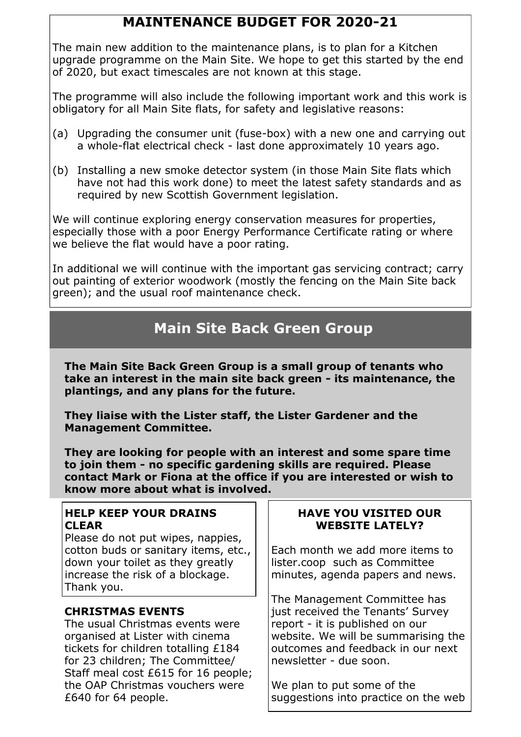## MAINTENANCE BUDGET FOR 2020-21

The main new addition to the maintenance plans, is to plan for a Kitchen upgrade programme on the Main Site. We hope to get this started by the end of 2020, but exact timescales are not known at this stage.

The programme will also include the following important work and this work is obligatory for all Main Site flats, for safety and legislative reasons:

(a) Upgrading the consumer unit (fuse-box) with a new one and carrying out a whole-flat electrical check - last done approximately 10 years ago.

(b) Installing a new smoke detector system (in those Main Site flats which have not had this work done) to meet the latest safety standards and as required by new Scottish Government legislation.

We will continue exploring energy conservation measures for properties, especially those with a poor Energy Performance Certificate rating or where we believe the flat would have a poor rating.

In additional we will continue with the important gas servicing contract; carry out painting of exterior woodwork (mostly the fencing on the Main Site back green); and the usual roof maintenance check.

## Main Site Back Green Group

**The Main Site Back Green Group is a small group of tenants who take an interest in the main site back green - its maintenance, the plantings, and any plans for the future.**

**They liaise with the Lister staff, the Lister Gardener and the Management Committee.**

**They are looking for people with an interest and some spare time to join them - no specific gardening skills are required. Please contact Mark or Fiona at the office if you are interested or wish to know more about what is involved.**

### HELP KEEP YOUR DRAINS CLEAR

Please do not put wipes, nappies, cotton buds or sanitary items, etc., down your toilet as they greatly increase the risk of a blockage. Thank you.

### CHRISTMAS EVENTS

The usual Christmas events were organised at Lister with cinema tickets for children totalling £184 for 23 children; The Committee/ Staff meal cost £615 for 16 people; the OAP Christmas vouchers were £640 for 64 people.

### HAVE YOU VISITED OUR WEBSITE LATELY?

Each month we add more items to lister.coop such as Committee minutes, agenda papers and news.

The Management Committee has just received the Tenants' Survey report - it is published on our website. We will be summarising the outcomes and feedback in our next newsletter - due soon.

We plan to put some of the suggestions into practice on the web